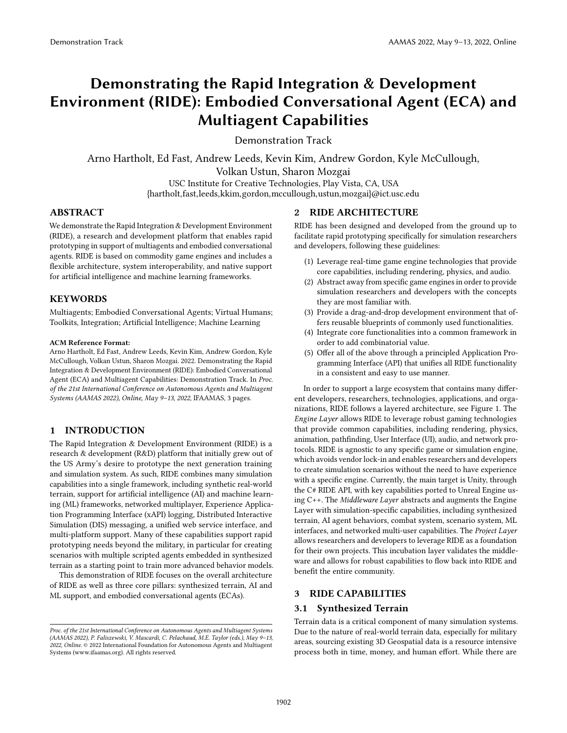# Demonstrating the Rapid Integration & Development Environment (RIDE): Embodied Conversational Agent (ECA) and Multiagent Capabilities

Demonstration Track

Arno Hartholt, Ed Fast, Andrew Leeds, Kevin Kim, Andrew Gordon, Kyle McCullough, Volkan Ustun, Sharon Mozgai

USC Institute for Creative Technologies, Play Vista, CA, USA

{hartholt,fast,leeds,kkim,gordon,mccullough,ustun,mozgai}@ict.usc.edu

## ABSTRACT

We demonstrate the Rapid Integration & Development Environment (RIDE), a research and development platform that enables rapid prototyping in support of multiagents and embodied conversational agents. RIDE is based on commodity game engines and includes a flexible architecture, system interoperability, and native support for artificial intelligence and machine learning frameworks.

## KEYWORDS

Multiagents; Embodied Conversational Agents; Virtual Humans; Toolkits, Integration; Artificial Intelligence; Machine Learning

**ACM Reference Format:**

Arno Hartholt, Ed Fast, Andrew Leeds, Kevin Kim, Andrew Gordon, Kyle McCullough, Volkan Ustun, Sharon Mozgai. 2022. Demonstrating the Rapid Integration & Development Environment (RIDE): Embodied Conversational Agent (ECA) and Multiagent Capabilities: Demonstration Track. In *Proc. of the 21st International Conference on Autonomous Agents and Multiagent Systems (AAMAS 2022), Online, May 9–13, 2022*, IFAAMAS, 3 pages.

## 1 INTRODUCTION

The Rapid Integration & Development Environment (RIDE) is a research & development (R&D) platform that initially grew out of the US Army's desire to prototype the next generation training and simulation system. As such, RIDE combines many simulation capabilities into a single framework, including synthetic real-world terrain, support for artificial intelligence (AI) and machine learning (ML) frameworks, networked multiplayer, Experience Application Programming Interface (xAPI) logging, Distributed Interactive Simulation (DIS) messaging, a unified web service interface, and multi-platform support. Many of these capabilities support rapid prototyping needs beyond the military, in particular for creating scenarios with multiple scripted agents embedded in synthesized terrain as a starting point to train more advanced behavior models.

This demonstration of RIDE focuses on the overall architecture of RIDE as well as three core pillars: synthesized terrain, AI and ML support, and embodied conversational agents (ECAs).

*Proc. of the 21st International Conference on Autonomous Agents and Multiagent Systems (AAMAS 2022), P. Faliszewski, V. Mascardi, C. Pelachaud, M.E. Taylor (eds.), May 9–13, 2022, Online.* © 2022 International Foundation for Autonomous Agents and Multiagent Systems (www.ifaamas.org). All rights reserved.

## 2 RIDE ARCHITECTURE

RIDE has been designed and developed from the ground up to facilitate rapid prototyping specifically for simulation researchers and developers, following these guidelines:

1. Leverage real-time game engine technologies that provide core capabilities, including rendering, physics, and audio.
2. Abstract away from specific game engines in order to provide simulation researchers and developers with the concepts they are most familiar with.
3. Provide a drag-and-drop development environment that offers reusable blueprints of commonly used functionalities.
4. Integrate core functionalities into a common framework in order to add combinatorial value.
5. Offer all of the above through a principled Application Programming Interface (API) that unifies all RIDE functionality in a consistent and easy to use manner.

In order to support a large ecosystem that contains many different developers, researchers, technologies, applications, and organizations, RIDE follows a layered architecture, see Figure 1. The *Engine Layer* allows RIDE to leverage robust gaming technologies that provide common capabilities, including rendering, physics, animation, pathfinding, User Interface (UI), audio, and network protocols. RIDE is agnostic to any specific game or simulation engine, which avoids vendor lock-in and enables researchers and developers to create simulation scenarios without the need to have experience with a specific engine. Currently, the main target is Unity, through the C# RIDE API, with key capabilities ported to Unreal Engine using C++. The *Middleware Layer* abstracts and augments the Engine Layer with simulation-specific capabilities, including synthesized terrain, AI agent behaviors, combat system, scenario system, ML interfaces, and networked multi-user capabilities. The *Project Layer* allows researchers and developers to leverage RIDE as a foundation for their own projects. This incubation layer validates the middleware and allows for robust capabilities to flow back into RIDE and benefit the entire community.

## 3 RIDE CAPABILITIES

### 3.1 Synthesized Terrain

Terrain data is a critical component of many simulation systems. Due to the nature of real-world terrain data, especially for military areas, sourcing existing 3D Geospatial data is a resource intensive process both in time, money, and human effort. While there are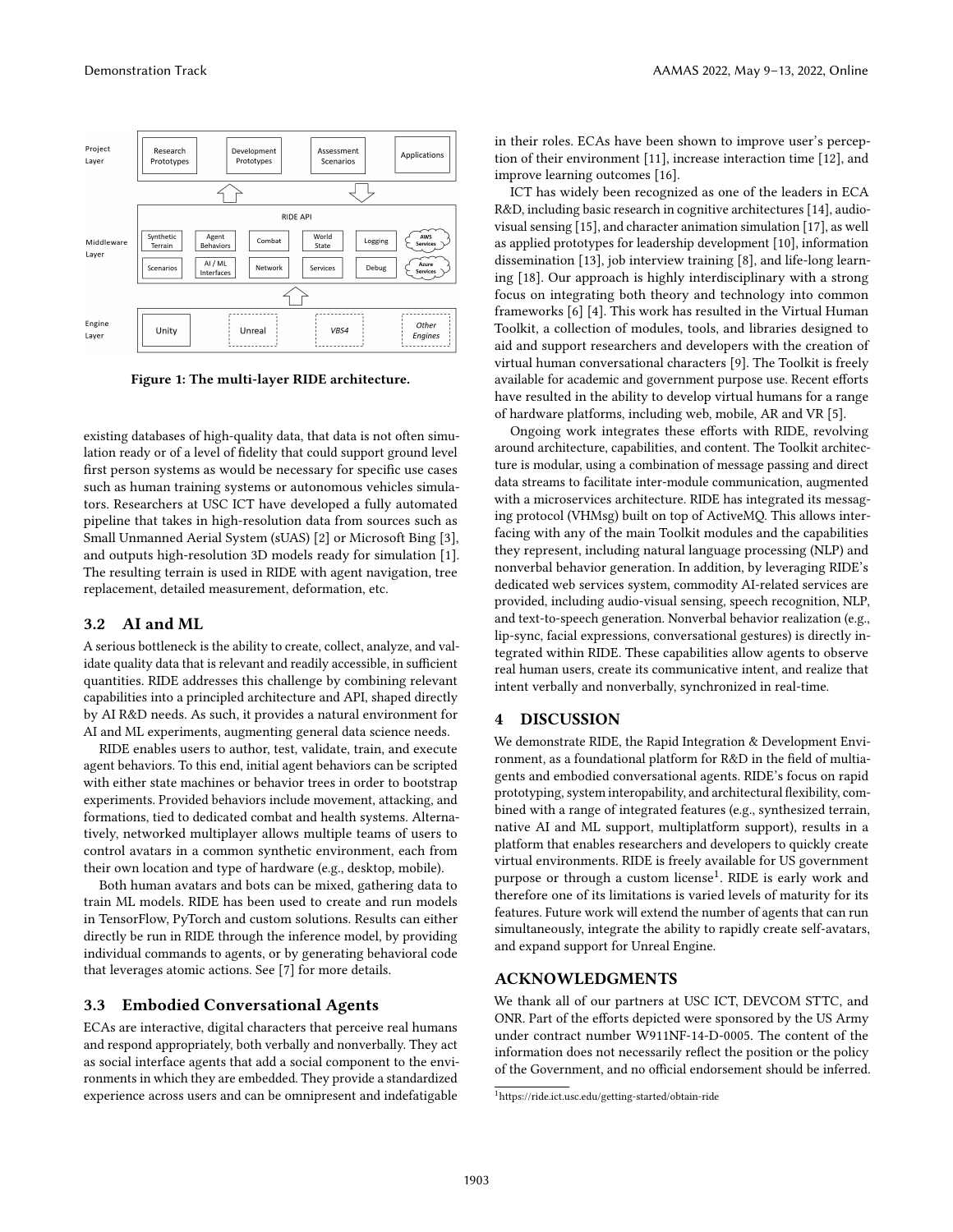Figure 1: The multi-layer RIDE architecture.

existing databases of high-quality data, that data is not often simulation ready or of a level of fidelity that could support ground level first person systems as would be necessary for specific use cases such as human training systems or autonomous vehicles simulators. Researchers at USC ICT have developed a fully automated pipeline that takes in high-resolution data from sources such as Small Unmanned Aerial System (sUAS) [2] or Microsoft Bing [3], and outputs high-resolution 3D models ready for simulation [1]. The resulting terrain is used in RIDE with agent navigation, tree replacement, detailed measurement, deformation, etc.

## 3.2 AI and ML

A serious bottleneck is the ability to create, collect, analyze, and validate quality data that is relevant and readily accessible, in sufficient quantities. RIDE addresses this challenge by combining relevant capabilities into a principled architecture and API, shaped directly by AI R&D needs. As such, it provides a natural environment for AI and ML experiments, augmenting general data science needs.

RIDE enables users to author, test, validate, train, and execute agent behaviors. To this end, initial agent behaviors can be scripted with either state machines or behavior trees in order to bootstrap experiments. Provided behaviors include movement, attacking, and formations, tied to dedicated combat and health systems. Alternatively, networked multiplayer allows multiple teams of users to control avatars in a common synthetic environment, each from their own location and type of hardware (e.g., desktop, mobile).

Both human avatars and bots can be mixed, gathering data to train ML models. RIDE has been used to create and run models in TensorFlow, PyTorch and custom solutions. Results can either directly be run in RIDE through the inference model, by providing individual commands to agents, or by generating behavioral code that leverages atomic actions. See [7] for more details.

## 3.3 Embodied Conversational Agents

ECAs are interactive, digital characters that perceive real humans and respond appropriately, both verbally and nonverbally. They act as social interface agents that add a social component to the environments in which they are embedded. They provide a standardized experience across users and can be omnipresent and indefatigable in their roles. ECAs have been shown to improve user's perception of their environment [11], increase interaction time [12], and improve learning outcomes [16].

ICT has widely been recognized as one of the leaders in ECA R&D, including basic research in cognitive architectures [14], audio-visual sensing [15], and character animation simulation [17], as well as applied prototypes for leadership development [10], information dissemination [13], job interview training [8], and life-long learning [18]. Our approach is highly interdisciplinary with a strong focus on integrating both theory and technology into common frameworks [6] [4]. This work has resulted in the Virtual Human Toolkit, a collection of modules, tools, and libraries designed to aid and support researchers and developers with the creation of virtual human conversational characters [9]. The Toolkit is freely available for academic and government purpose use. Recent efforts have resulted in the ability to develop virtual humans for a range of hardware platforms, including web, mobile, AR and VR [5].

Ongoing work integrates these efforts with RIDE, revolving around architecture, capabilities, and content. The Toolkit architecture is modular, using a combination of message passing and direct data streams to facilitate inter-module communication, augmented with a microservices architecture. RIDE has integrated its messaging protocol (VHMsg) built on top of ActiveMQ. This allows interfacing with any of the main Toolkit modules and the capabilities they represent, including natural language processing (NLP) and nonverbal behavior generation. In addition, by leveraging RIDE's dedicated web services system, commodity AI-related services are provided, including audio-visual sensing, speech recognition, NLP, and text-to-speech generation. Nonverbal behavior realization (e.g., lip-sync, facial expressions, conversational gestures) is directly integrated within RIDE. These capabilities allow agents to observe real human users, create its communicative intent, and realize that intent verbally and nonverbally, synchronized in real-time.

# 4 DISCUSSION

We demonstrate RIDE, the Rapid Integration & Development Environment, as a foundational platform for R&D in the field of multiagents and embodied conversational agents. RIDE's focus on rapid prototyping, system interopability, and architectural flexibility, combined with a range of integrated features (e.g., synthesized terrain, native AI and ML support, multiplatform support), results in a platform that enables researchers and developers to quickly create virtual environments. RIDE is freely available for US government purpose or through a custom license[1]. RIDE is early work and therefore one of its limitations is varied levels of maturity for its features. Future work will extend the number of agents that can run simultaneously, integrate the ability to rapidly create self-avatars, and expand support for Unreal Engine.

# ACKNOWLEDGMENTS

We thank all of our partners at USC ICT, DEVCOM STTC, and ONR. Part of the efforts depicted were sponsored by the US Army under contract number W911NF-14-D-0005. The content of the information does not necessarily reflect the position or the policy of the Government, and no official endorsement should be inferred.

[1] https://ride.ict.usc.edu/getting-started/obtain-ride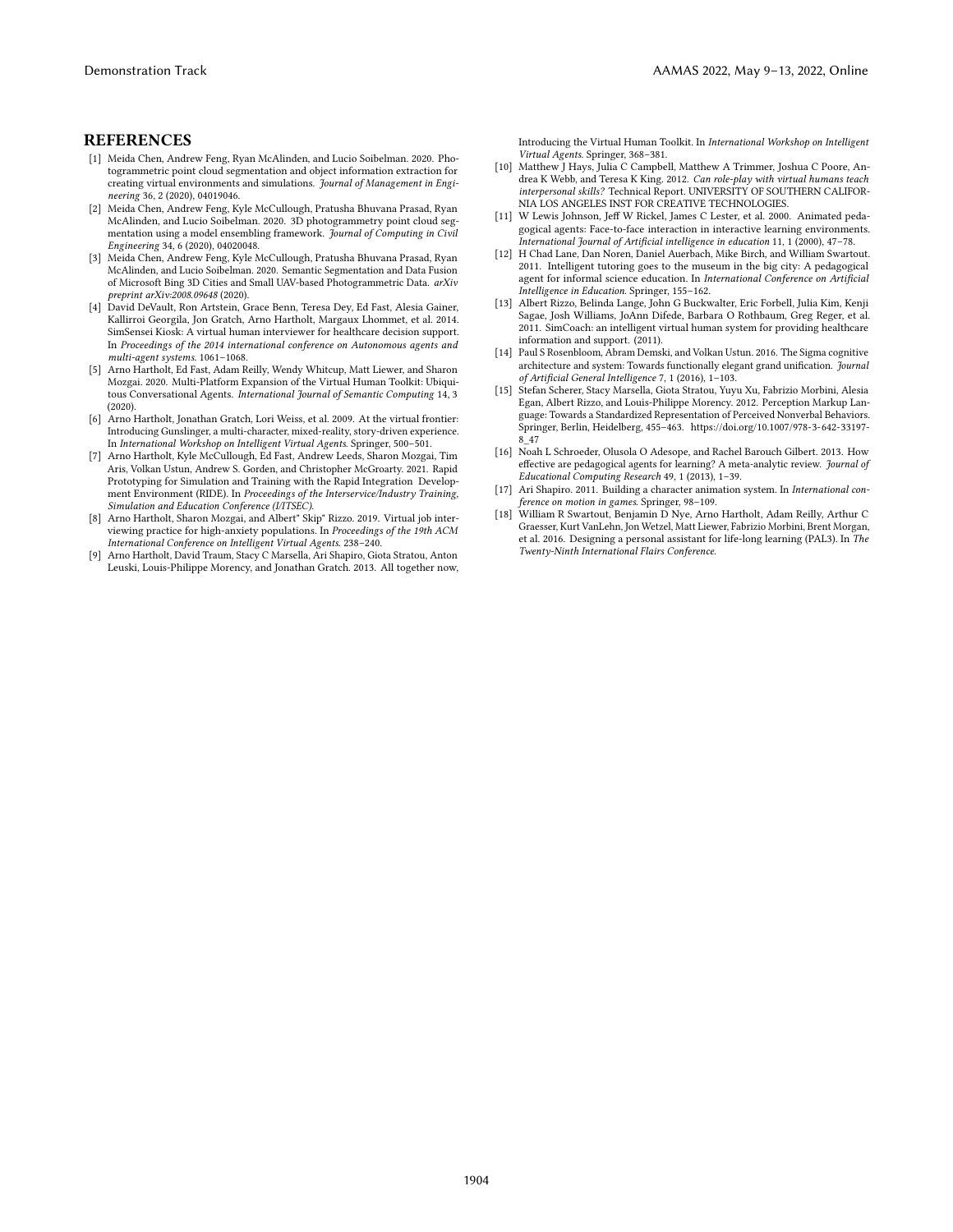## REFERENCES

[1] Meida Chen, Andrew Feng, Ryan McAlinden, and Lucio Soibelman. 2020. Photogrammetric point cloud segmentation and object information extraction for creating virtual environments and simulations. *Journal of Management in Engineering* 36, 2 (2020), 04019046.

[2] Meida Chen, Andrew Feng, Kyle McCullough, Pratusha Bhuvana Prasad, Ryan McAlinden, and Lucio Soibelman. 2020. 3D photogrammetry point cloud segmentation using a model ensembling framework. *Journal of Computing in Civil Engineering* 34, 6 (2020), 04020048.

[3] Meida Chen, Andrew Feng, Kyle McCullough, Pratusha Bhuvana Prasad, Ryan McAlinden, and Lucio Soibelman. 2020. Semantic Segmentation and Data Fusion of Microsoft Bing 3D Cities and Small UAV-based Photogrammetric Data. *arXiv preprint arXiv:2008.09648* (2020).

[4] David DeVault, Ron Artstein, Grace Benn, Teresa Dey, Ed Fast, Alesia Gainer, Kallirroi Georgila, Jon Gratch, Arno Hartholt, Margaux Lhommet, et al. 2014. SimSensei Kiosk: A virtual human interviewer for healthcare decision support. In *Proceedings of the 2014 international conference on Autonomous agents and multi-agent systems*. 1061–1068.

[5] Arno Hartholt, Ed Fast, Adam Reilly, Wendy Whitcup, Matt Liewer, and Sharon Mozgai. 2020. Multi-Platform Expansion of the Virtual Human Toolkit: Ubiquitous Conversational Agents. *International Journal of Semantic Computing* 14, 3 (2020).

[6] Arno Hartholt, Jonathan Gratch, Lori Weiss, et al. 2009. At the virtual frontier: Introducing Gunslinger, a multi-character, mixed-reality, story-driven experience. In *International Workshop on Intelligent Virtual Agents*. Springer, 500–501.

[7] Arno Hartholt, Kyle McCullough, Ed Fast, Andrew Leeds, Sharon Mozgai, Tim Aris, Volkan Ustun, Andrew S. Gorden, and Christopher McGroarty. 2021. Rapid Prototyping for Simulation and Training with the Rapid Integration Development Environment (RIDE). In *Proceedings of the Interservice/Industry Training, Simulation and Education Conference (I/ITSEC)*.

[8] Arno Hartholt, Sharon Mozgai, and Albert" Skip" Rizzo. 2019. Virtual job interviewing practice for high-anxiety populations. In *Proceedings of the 19th ACM International Conference on Intelligent Virtual Agents*. 238–240.

[9] Arno Hartholt, David Traum, Stacy C Marsella, Ari Shapiro, Giota Stratou, Anton Leuski, Louis-Philippe Morency, and Jonathan Gratch. 2013. All together now, Introducing the Virtual Human Toolkit. In *International Workshop on Intelligent Virtual Agents*. Springer, 368–381.

[10] Matthew J Hays, Julia C Campbell, Matthew A Trimmer, Joshua C Poore, Andrea K Webb, and Teresa K King. 2012. *Can role-play with virtual humans teach interpersonal skills?* Technical Report. UNIVERSITY OF SOUTHERN CALIFORNIA LOS ANGELES INST FOR CREATIVE TECHNOLOGIES.

[11] W Lewis Johnson, Jeff W Rickel, James C Lester, et al. 2000. Animated pedagogical agents: Face-to-face interaction in interactive learning environments. *International Journal of Artificial intelligence in education* 11, 1 (2000), 47–78.

[12] H Chad Lane, Dan Noren, Daniel Auerbach, Mike Birch, and William Swartout. 2011. Intelligent tutoring goes to the museum in the big city: A pedagogical agent for informal science education. In *International Conference on Artificial Intelligence in Education*. Springer, 155–162.

[13] Albert Rizzo, Belinda Lange, John G Buckwalter, Eric Forbell, Julia Kim, Kenji Sagae, Josh Williams, JoAnn Difede, Barbara O Rothbaum, Greg Reger, et al. 2011. SimCoach: an intelligent virtual human system for providing healthcare information and support. (2011).

[14] Paul S Rosenbloom, Abram Demski, and Volkan Ustun. 2016. The Sigma cognitive architecture and system: Towards functionally elegant grand unification. *Journal of Artificial General Intelligence* 7, 1 (2016), 1–103.

[15] Stefan Scherer, Stacy Marsella, Giota Stratou, Yuyu Xu, Fabrizio Morbini, Alesia Egan, Albert Rizzo, and Louis-Philippe Morency. 2012. Perception Markup Language: Towards a Standardized Representation of Perceived Nonverbal Behaviors. Springer, Berlin, Heidelberg, 455–463. https://doi.org/10.1007/978-3-642-33197-8_47

[16] Noah L Schroeder, Olusola O Adesope, and Rachel Barouch Gilbert. 2013. How effective are pedagogical agents for learning? A meta-analytic review. *Journal of Educational Computing Research* 49, 1 (2013), 1–39.

[17] Ari Shapiro. 2011. Building a character animation system. In *International conference on motion in games*. Springer, 98–109.

[18] William R Swartout, Benjamin D Nye, Arno Hartholt, Adam Reilly, Arthur C Graesser, Kurt VanLehn, Jon Wetzel, Matt Liewer, Fabrizio Morbini, Brent Morgan, et al. 2016. Designing a personal assistant for life-long learning (PAL3). In *The Twenty-Ninth International Flairs Conference*.